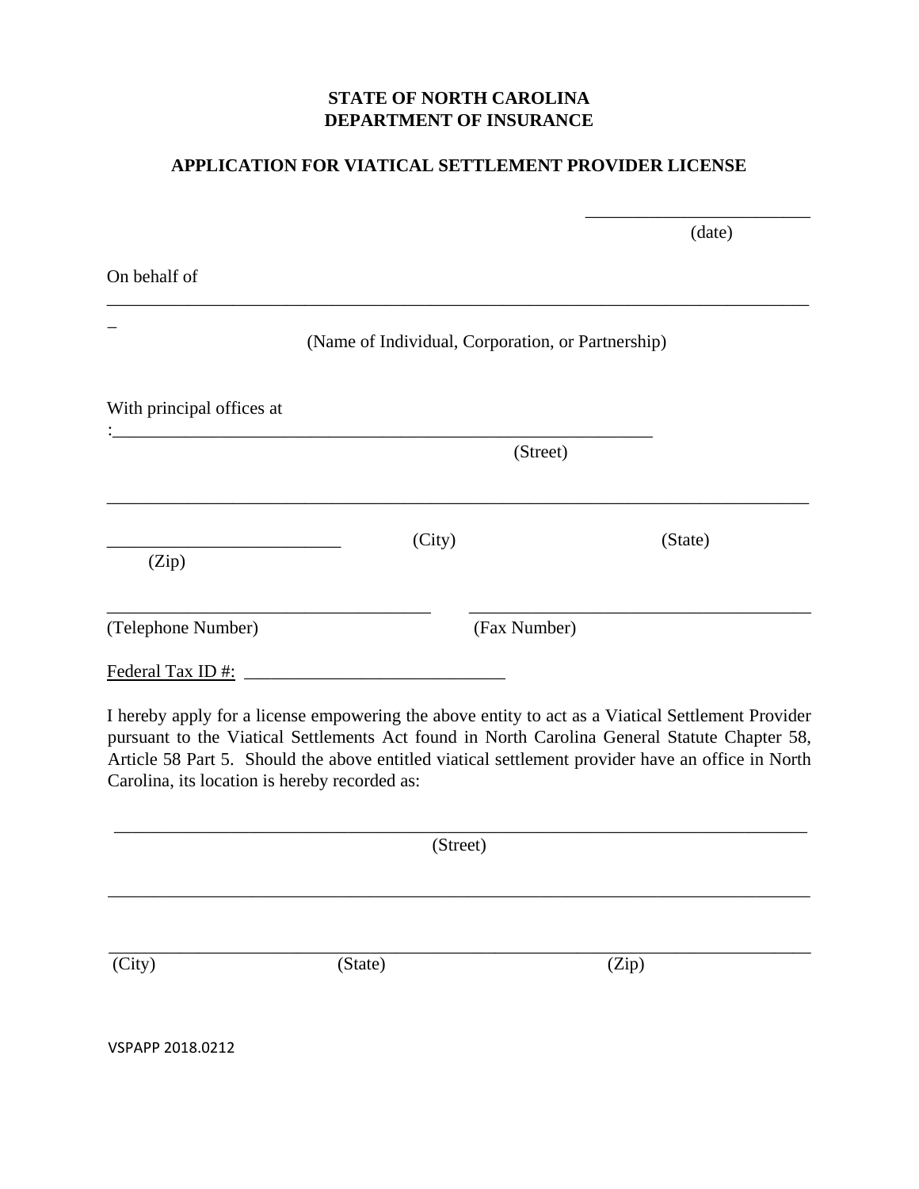**STATE OF NORTH CAROLINA**
**DEPARTMENT OF INSURANCE**

**APPLICATION FOR VIATICAL SETTLEMENT PROVIDER LICENSE**

_________________________
(date)

On behalf of

_______________________________________________________________________________
_
(Name of Individual, Corporation, or Partnership)

With principal offices at
:_____________________________________________________________
(Street)

_______________________________________________________________________________

__________________________ (City) (State)
(Zip)

____________________________________ ______________________________________
(Telephone Number) (Fax Number)

Federal Tax ID #: ____________________________

I hereby apply for a license empowering the above entity to act as a Viatical Settlement Provider pursuant to the Viatical Settlements Act found in North Carolina General Statute Chapter 58, Article 58 Part 5. Should the above entitled viatical settlement provider have an office in North Carolina, its location is hereby recorded as:

_______________________________________________________________________________
(Street)

_______________________________________________________________________________

_______________________________________________________________________________
(City) (State) (Zip)

VSPAPP 2018.0212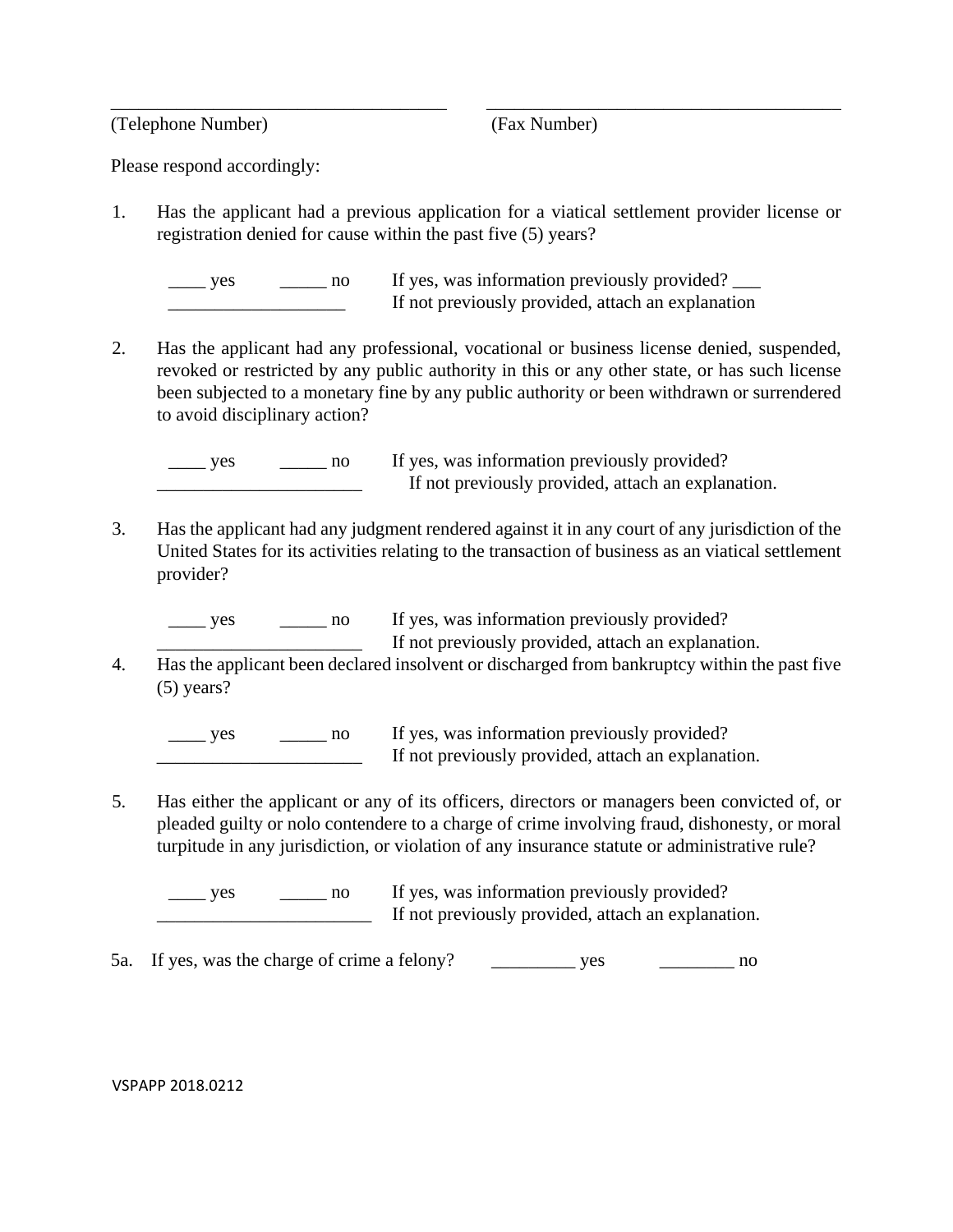\_\_\_\_\_\_\_\_\_\_\_\_\_\_\_\_\_\_\_\_\_\_\_\_\_\_\_\_\_\_\_\_\_\_\_\_\_ (Telephone Number)

\_\_\_\_\_\_\_\_\_\_\_\_\_\_\_\_\_\_\_\_\_\_\_\_\_\_\_\_\_\_\_\_\_\_\_\_\_\_\_ (Fax Number)

Please respond accordingly:

1. Has the applicant had a previous application for a viatical settlement provider license or registration denied for cause within the past five (5) years?

   \_\_\_\_ yes &nbsp;&nbsp; \_\_\_\_\_ no &nbsp;&nbsp; If yes, was information previously provided? \_\_\_
   \_\_\_\_\_\_\_\_\_\_\_\_\_\_\_\_\_\_\_ &nbsp;&nbsp; If not previously provided, attach an explanation

2. Has the applicant had any professional, vocational or business license denied, suspended, revoked or restricted by any public authority in this or any other state, or has such license been subjected to a monetary fine by any public authority or been withdrawn or surrendered to avoid disciplinary action?

   \_\_\_\_ yes &nbsp;&nbsp; \_\_\_\_\_ no &nbsp;&nbsp; If yes, was information previously provided?
   \_\_\_\_\_\_\_\_\_\_\_\_\_\_\_\_\_\_\_\_\_\_ &nbsp;&nbsp; If not previously provided, attach an explanation.

3. Has the applicant had any judgment rendered against it in any court of any jurisdiction of the United States for its activities relating to the transaction of business as an viatical settlement provider?

   \_\_\_\_ yes &nbsp;&nbsp; \_\_\_\_\_ no &nbsp;&nbsp; If yes, was information previously provided?
   \_\_\_\_\_\_\_\_\_\_\_\_\_\_\_\_\_\_\_\_\_\_ &nbsp;&nbsp; If not previously provided, attach an explanation.

4. Has the applicant been declared insolvent or discharged from bankruptcy within the past five (5) years?

   \_\_\_\_ yes &nbsp;&nbsp; \_\_\_\_\_ no &nbsp;&nbsp; If yes, was information previously provided?
   \_\_\_\_\_\_\_\_\_\_\_\_\_\_\_\_\_\_\_\_\_\_ &nbsp;&nbsp; If not previously provided, attach an explanation.

5. Has either the applicant or any of its officers, directors or managers been convicted of, or pleaded guilty or nolo contendere to a charge of crime involving fraud, dishonesty, or moral turpitude in any jurisdiction, or violation of any insurance statute or administrative rule?

   \_\_\_\_ yes &nbsp;&nbsp; \_\_\_\_\_ no &nbsp;&nbsp; If yes, was information previously provided?
   \_\_\_\_\_\_\_\_\_\_\_\_\_\_\_\_\_\_\_\_\_\_\_ &nbsp;&nbsp; If not previously provided, attach an explanation.

5a. If yes, was the charge of crime a felony? &nbsp;&nbsp; \_\_\_\_\_\_\_\_\_ yes &nbsp;&nbsp; \_\_\_\_\_\_\_\_ no

VSPAPP 2018.0212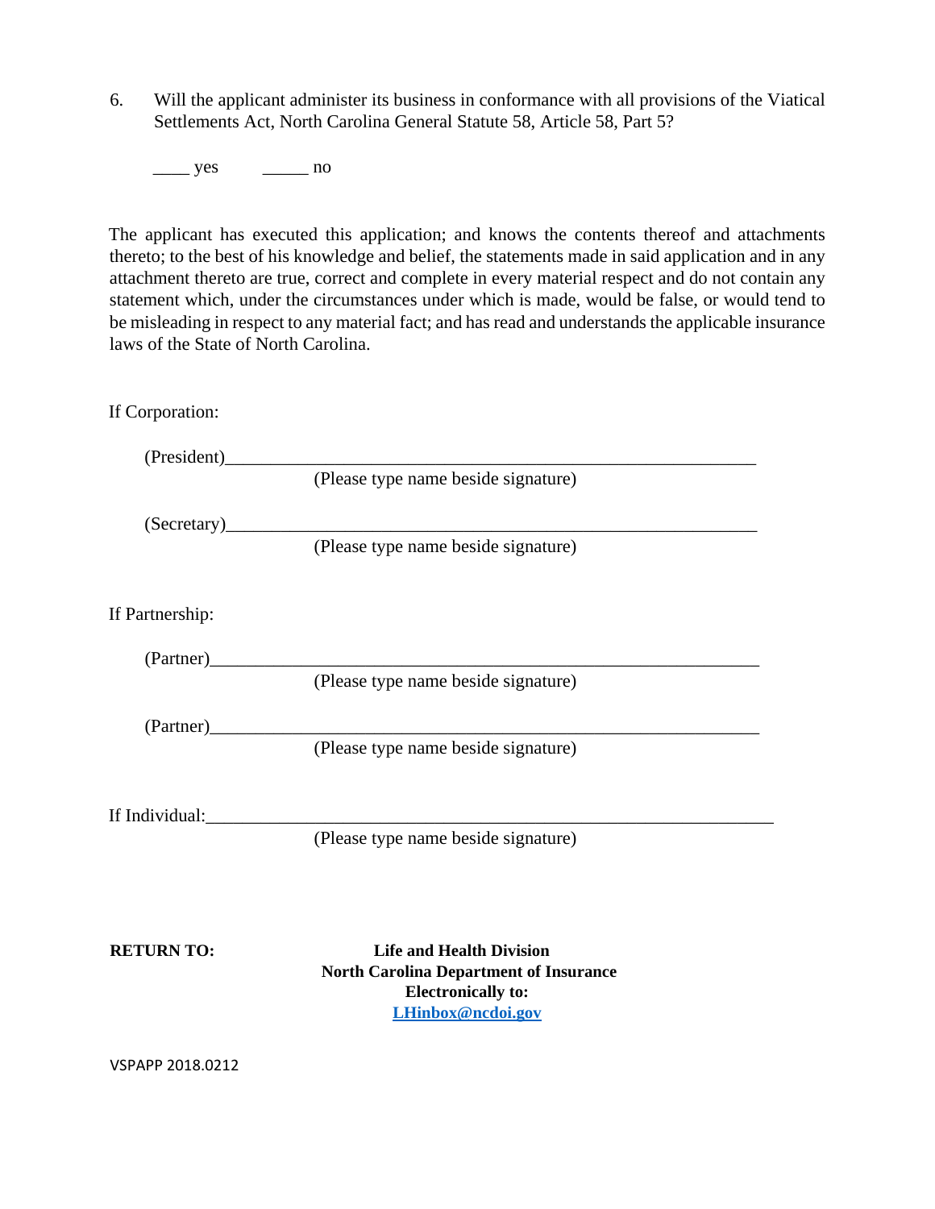6. Will the applicant administer its business in conformance with all provisions of the Viatical Settlements Act, North Carolina General Statute 58, Article 58, Part 5?

   ____ yes &nbsp;&nbsp;&nbsp;&nbsp; _____ no

The applicant has executed this application; and knows the contents thereof and attachments thereto; to the best of his knowledge and belief, the statements made in said application and in any attachment thereto are true, correct and complete in every material respect and do not contain any statement which, under the circumstances under which is made, would be false, or would tend to be misleading in respect to any material fact; and has read and understands the applicable insurance laws of the State of North Carolina.

If Corporation:

(President)____________________________________________________________

(Please type name beside signature)

(Secretary)____________________________________________________________

(Please type name beside signature)

If Partnership:

(Partner)______________________________________________________________

(Please type name beside signature)

(Partner)______________________________________________________________

(Please type name beside signature)

If Individual:_________________________________________________________________

(Please type name beside signature)

**RETURN TO:**

**Life and Health Division**
**North Carolina Department of Insurance**
**Electronically to:**
**LHinbox@ncdoi.gov**

VSPAPP 2018.0212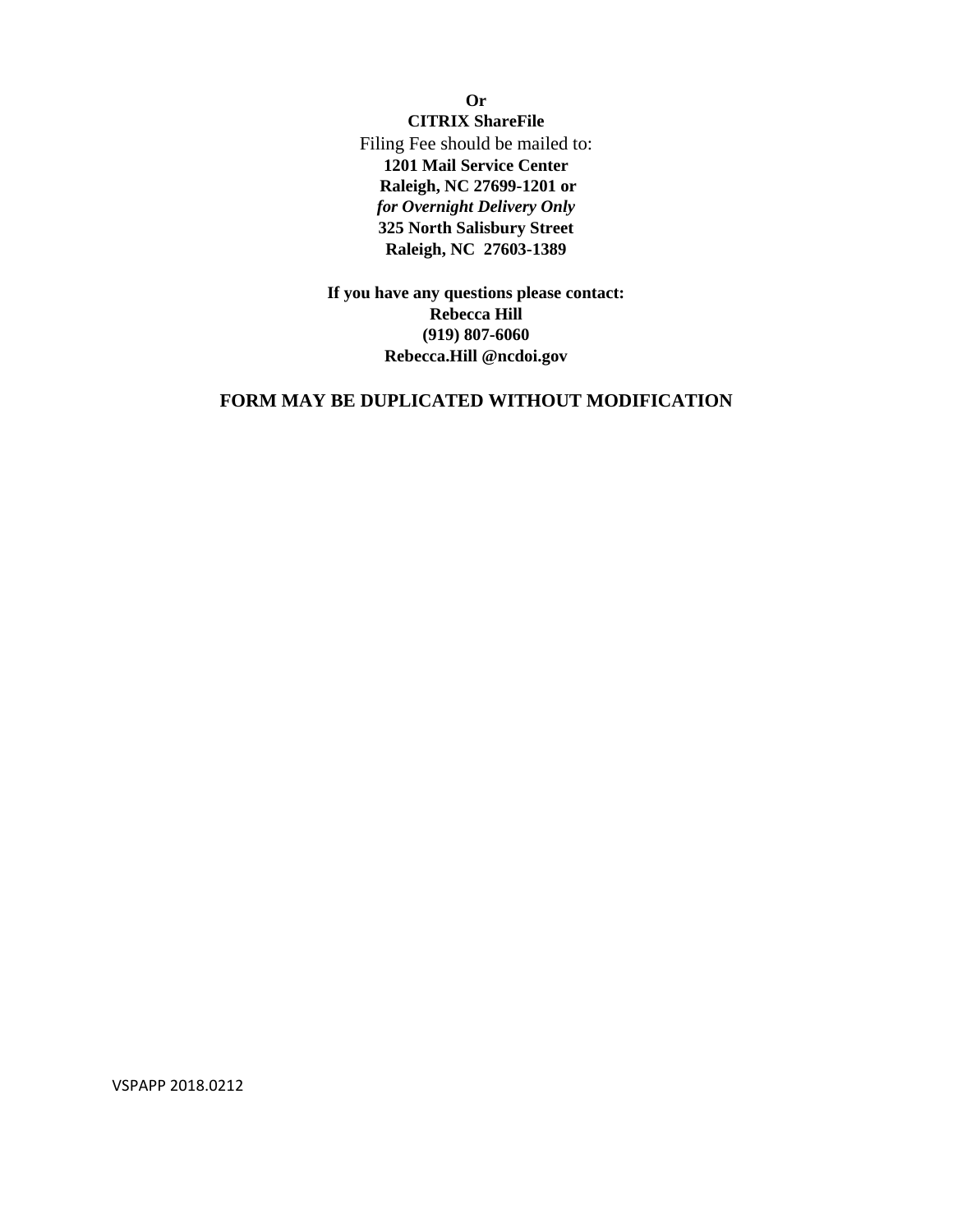**Or**
**CITRIX ShareFile**
Filing Fee should be mailed to:
**1201 Mail Service Center**
**Raleigh, NC 27699-1201 or**
***for Overnight Delivery Only***
**325 North Salisbury Street**
**Raleigh, NC 27603-1389**

**If you have any questions please contact:**
**Rebecca Hill**
**(919) 807-6060**
**Rebecca.Hill @ncdoi.gov**

**FORM MAY BE DUPLICATED WITHOUT MODIFICATION**

VSPAPP 2018.0212